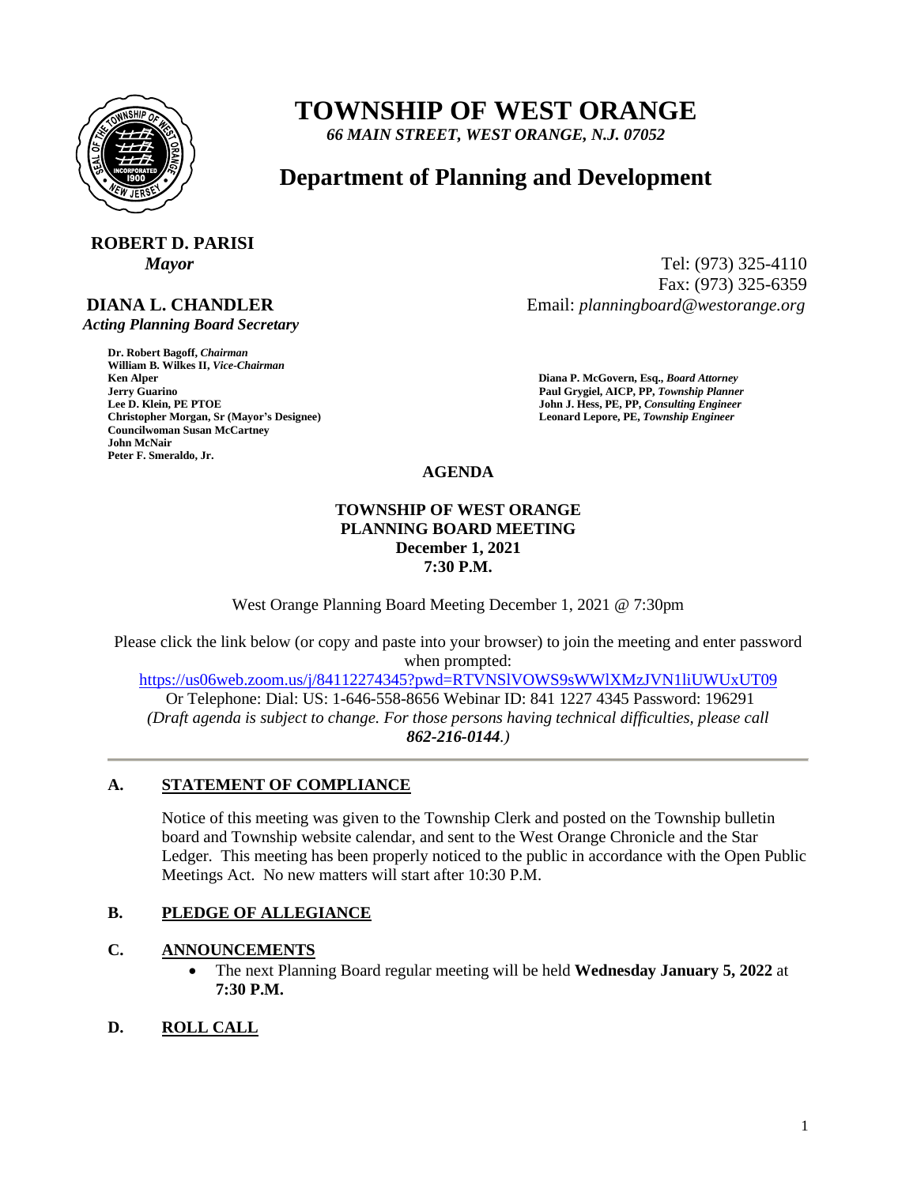# TOWNSHIP OF WEST ORANGE

*66 MAIN STREET, WEST ORANGE, N.J. 07052*

## Department of Planning and Development

**ROBERT D. PARISI**
***Mayor***

**DIANA L. CHANDLER**
***Acting Planning Board Secretary***

Tel: (973) 325-4110
Fax: (973) 325-6359
Email: *planningboard@westorange.org*

**Dr. Robert Bagoff,** ***Chairman***
**William B. Wilkes II,** ***Vice-Chairman***
**Ken Alper**
**Jerry Guarino**
**Lee D. Klein, PE PTOE**
**Christopher Morgan, Sr (Mayor's Designee)**
**Councilwoman Susan McCartney**
**John McNair**
**Peter F. Smeraldo, Jr.**

**Diana P. McGovern, Esq.,** ***Board Attorney***
**Paul Grygiel, AICP, PP,** ***Township Planner***
**John J. Hess, PE, PP,** ***Consulting Engineer***
**Leonard Lepore, PE,** ***Township Engineer***

**AGENDA**

**TOWNSHIP OF WEST ORANGE**
**PLANNING BOARD MEETING**
**December 1, 2021**
**7:30 P.M.**

West Orange Planning Board Meeting December 1, 2021 @ 7:30pm

Please click the link below (or copy and paste into your browser) to join the meeting and enter password when prompted:
https://us06web.zoom.us/j/84112274345?pwd=RTVNSlVOWS9sWWlXMzJVN1liUWUxUT09
Or Telephone: Dial: US: 1-646-558-8656 Webinar ID: 841 1227 4345 Password: 196291
*(Draft agenda is subject to change. For those persons having technical difficulties, please call* ***862-216-0144****.)*

---

### A. STATEMENT OF COMPLIANCE

Notice of this meeting was given to the Township Clerk and posted on the Township bulletin board and Township website calendar, and sent to the West Orange Chronicle and the Star Ledger. This meeting has been properly noticed to the public in accordance with the Open Public Meetings Act. No new matters will start after 10:30 P.M.

### B. PLEDGE OF ALLEGIANCE

### C. ANNOUNCEMENTS

- The next Planning Board regular meeting will be held **Wednesday January 5, 2022** at **7:30 P.M.**

### D. ROLL CALL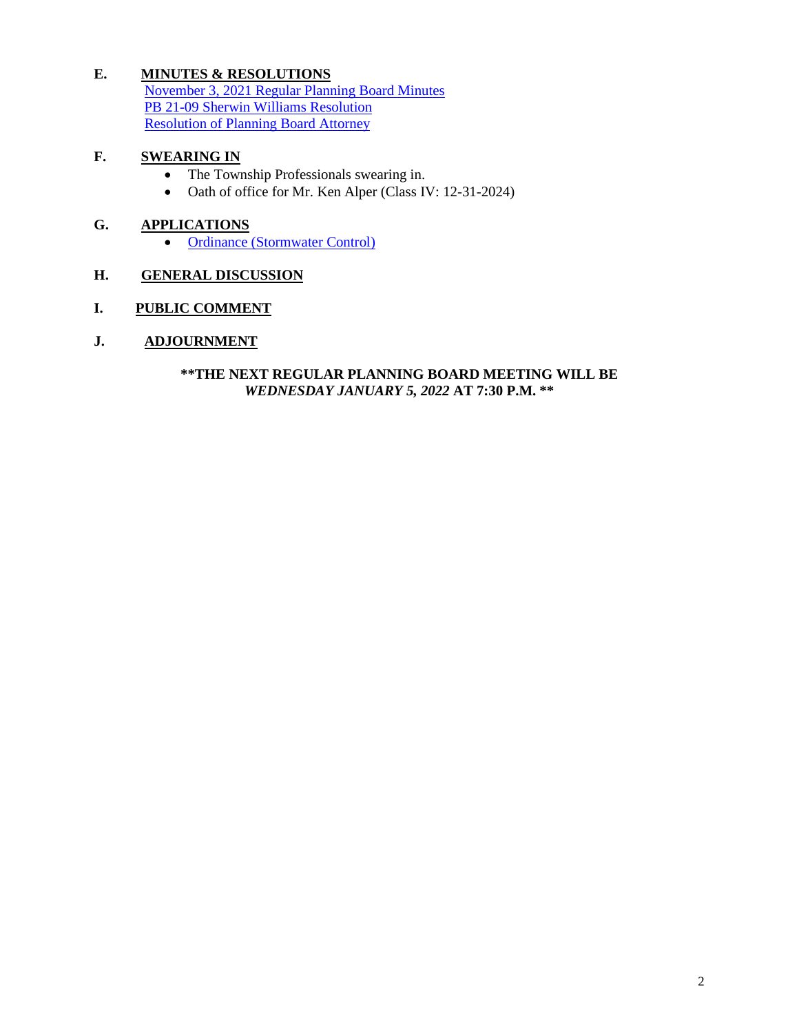**E. MINUTES & RESOLUTIONS**

November 3, 2021 Regular Planning Board Minutes
PB 21-09 Sherwin Williams Resolution
Resolution of Planning Board Attorney

**F. SWEARING IN**

- The Township Professionals swearing in.
- Oath of office for Mr. Ken Alper (Class IV: 12-31-2024)

**G. APPLICATIONS**

- Ordinance (Stormwater Control)

**H. GENERAL DISCUSSION**

**I. PUBLIC COMMENT**

**J. ADJOURNMENT**

**\*\*THE NEXT REGULAR PLANNING BOARD MEETING WILL BE *WEDNESDAY JANUARY 5, 2022* AT 7:30 P.M. \*\***